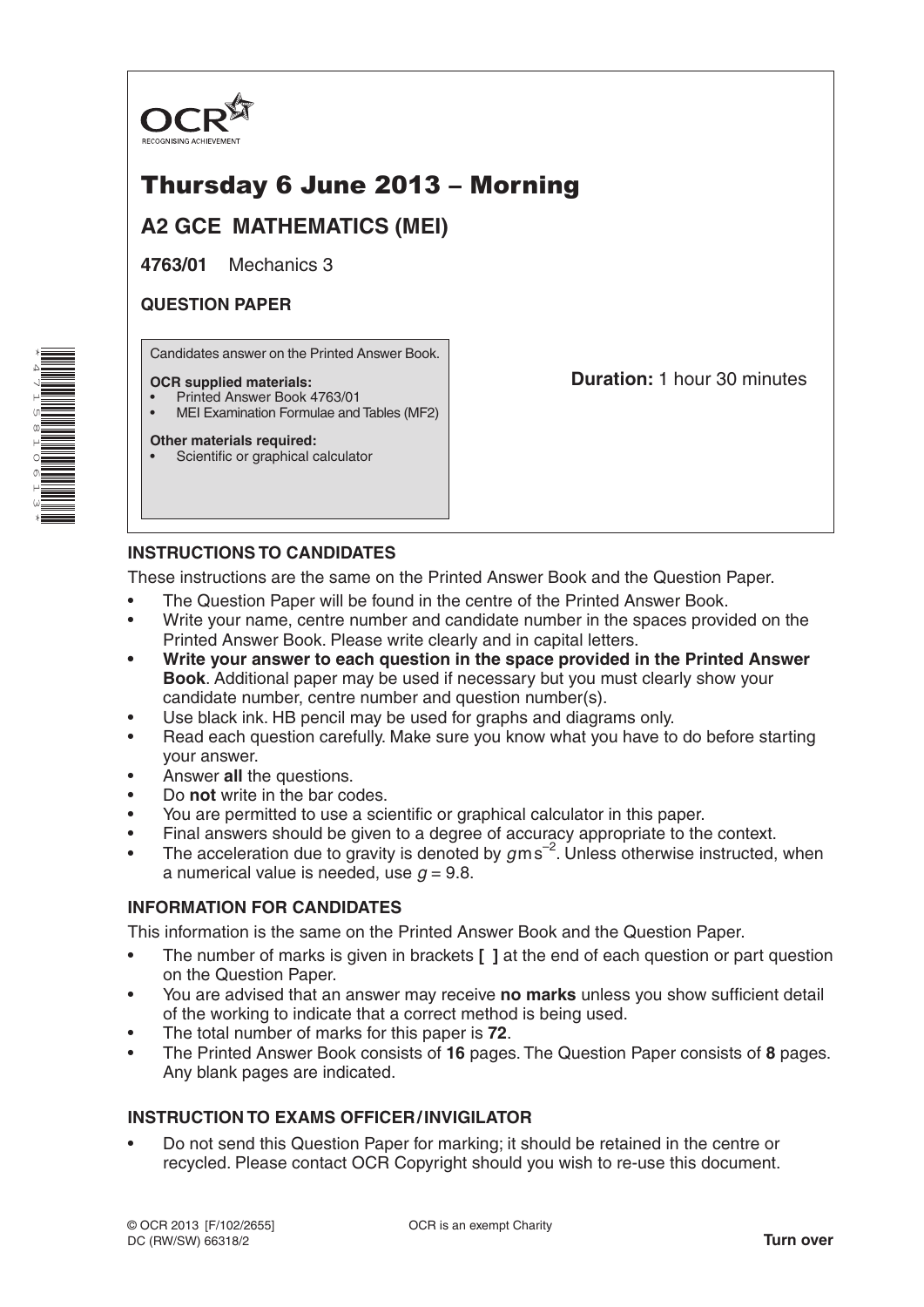OCR
RECOGNISING ACHIEVEMENT

# Thursday 6 June 2013 – Morning

## A2 GCE MATHEMATICS (MEI)

**4763/01** Mechanics 3

**QUESTION PAPER**

Candidates answer on the Printed Answer Book.

**OCR supplied materials:**
- Printed Answer Book 4763/01
- MEI Examination Formulae and Tables (MF2)

**Other materials required:**
- Scientific or graphical calculator

**Duration:** 1 hour 30 minutes

## INSTRUCTIONS TO CANDIDATES

These instructions are the same on the Printed Answer Book and the Question Paper.

- The Question Paper will be found in the centre of the Printed Answer Book.
- Write your name, centre number and candidate number in the spaces provided on the Printed Answer Book. Please write clearly and in capital letters.
- **Write your answer to each question in the space provided in the Printed Answer Book**. Additional paper may be used if necessary but you must clearly show your candidate number, centre number and question number(s).
- Use black ink. HB pencil may be used for graphs and diagrams only.
- Read each question carefully. Make sure you know what you have to do before starting your answer.
- Answer **all** the questions.
- Do **not** write in the bar codes.
- You are permitted to use a scientific or graphical calculator in this paper.
- Final answers should be given to a degree of accuracy appropriate to the context.
- The acceleration due to gravity is denoted by $g\,\text{m s}^{-2}$. Unless otherwise instructed, when a numerical value is needed, use $g = 9.8$.

## INFORMATION FOR CANDIDATES

This information is the same on the Printed Answer Book and the Question Paper.

- The number of marks is given in brackets **[ ]** at the end of each question or part question on the Question Paper.
- You are advised that an answer may receive **no marks** unless you show sufficient detail of the working to indicate that a correct method is being used.
- The total number of marks for this paper is **72**.
- The Printed Answer Book consists of **16** pages. The Question Paper consists of **8** pages. Any blank pages are indicated.

## INSTRUCTION TO EXAMS OFFICER / INVIGILATOR

- Do not send this Question Paper for marking; it should be retained in the centre or recycled. Please contact OCR Copyright should you wish to re-use this document.

© OCR 2013 [F/102/2655]
DC (RW/SW) 66318/2

OCR is an exempt Charity

**Turn over**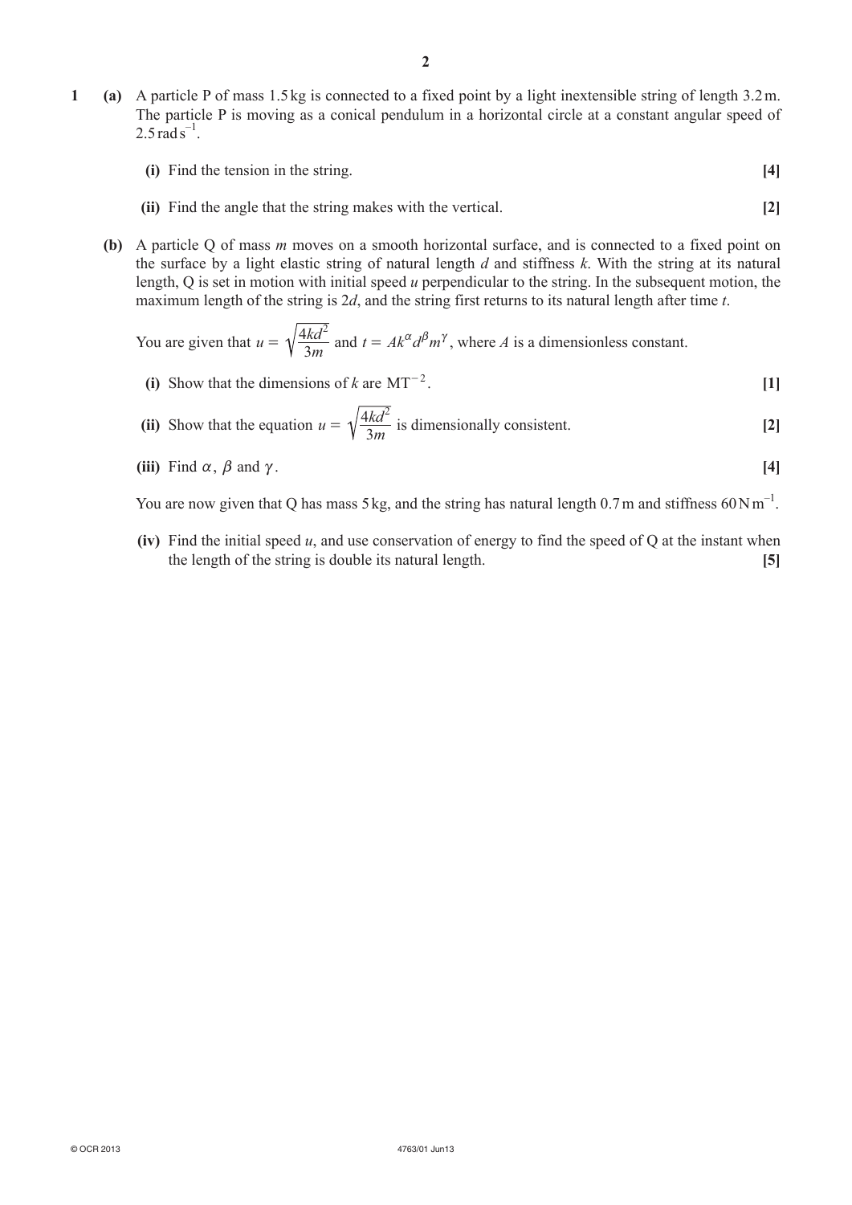**1** **(a)** A particle P of mass 1.5 kg is connected to a fixed point by a light inextensible string of length 3.2 m. The particle P is moving as a conical pendulum in a horizontal circle at a constant angular speed of $2.5\,\text{rad}\,\text{s}^{-1}$.

**(i)** Find the tension in the string. **[4]**

**(ii)** Find the angle that the string makes with the vertical. **[2]**

**(b)** A particle Q of mass $m$ moves on a smooth horizontal surface, and is connected to a fixed point on the surface by a light elastic string of natural length $d$ and stiffness $k$. With the string at its natural length, Q is set in motion with initial speed $u$ perpendicular to the string. In the subsequent motion, the maximum length of the string is $2d$, and the string first returns to its natural length after time $t$.

You are given that $u = \sqrt{\dfrac{4kd^2}{3m}}$ and $t = Ak^{\alpha}d^{\beta}m^{\gamma}$, where $A$ is a dimensionless constant.

**(i)** Show that the dimensions of $k$ are $\text{MT}^{-2}$. **[1]**

**(ii)** Show that the equation $u = \sqrt{\dfrac{4kd^2}{3m}}$ is dimensionally consistent. **[2]**

**(iii)** Find $\alpha$, $\beta$ and $\gamma$. **[4]**

You are now given that Q has mass 5 kg, and the string has natural length 0.7 m and stiffness $60\,\text{N}\,\text{m}^{-1}$.

**(iv)** Find the initial speed $u$, and use conservation of energy to find the speed of Q at the instant when the length of the string is double its natural length. **[5]**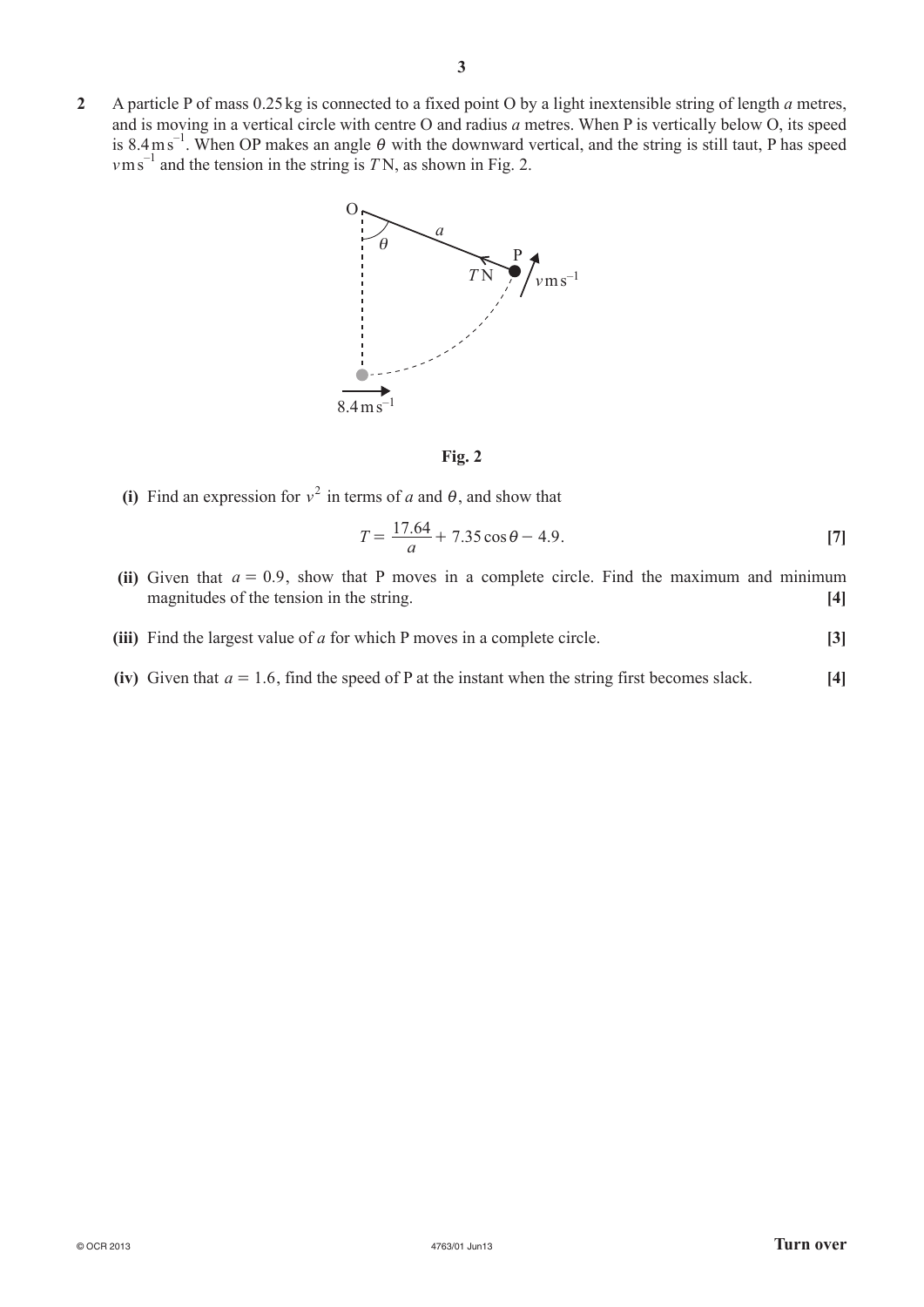**2** A particle P of mass 0.25 kg is connected to a fixed point O by a light inextensible string of length $a$ metres, and is moving in a vertical circle with centre O and radius $a$ metres. When P is vertically below O, its speed is $8.4\,\mathrm{m\,s^{-1}}$. When OP makes an angle $\theta$ with the downward vertical, and the string is still taut, P has speed $v\,\mathrm{m\,s^{-1}}$ and the tension in the string is $T$ N, as shown in Fig. 2.

**Fig. 2**

**(i)** Find an expression for $v^2$ in terms of $a$ and $\theta$, and show that

$$T = \frac{17.64}{a} + 7.35\cos\theta - 4.9.$$ **[7]**

**(ii)** Given that $a = 0.9$, show that P moves in a complete circle. Find the maximum and minimum magnitudes of the tension in the string. **[4]**

**(iii)** Find the largest value of $a$ for which P moves in a complete circle. **[3]**

**(iv)** Given that $a = 1.6$, find the speed of P at the instant when the string first becomes slack. **[4]**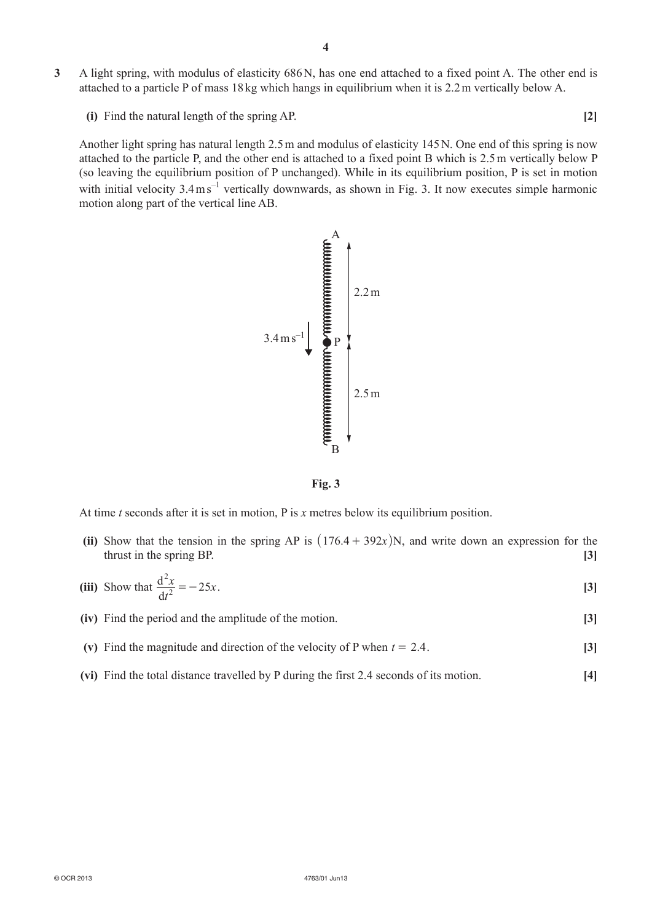**3** A light spring, with modulus of elasticity 686 N, has one end attached to a fixed point A. The other end is attached to a particle P of mass 18 kg which hangs in equilibrium when it is 2.2 m vertically below A.

**(i)** Find the natural length of the spring AP. **[2]**

Another light spring has natural length 2.5 m and modulus of elasticity 145 N. One end of this spring is now attached to the particle P, and the other end is attached to a fixed point B which is 2.5 m vertically below P (so leaving the equilibrium position of P unchanged). While in its equilibrium position, P is set in motion with initial velocity $3.4\,\mathrm{m\,s^{-1}}$ vertically downwards, as shown in Fig. 3. It now executes simple harmonic motion along part of the vertical line AB.

**Fig. 3**

At time $t$ seconds after it is set in motion, P is $x$ metres below its equilibrium position.

**(ii)** Show that the tension in the spring AP is $(176.4 + 392x)$N, and write down an expression for the thrust in the spring BP. **[3]**

**(iii)** Show that $\dfrac{\mathrm{d}^2x}{\mathrm{d}t^2} = -25x$. **[3]**

**(iv)** Find the period and the amplitude of the motion. **[3]**

**(v)** Find the magnitude and direction of the velocity of P when $t = 2.4$. **[3]**

**(vi)** Find the total distance travelled by P during the first 2.4 seconds of its motion. **[4]**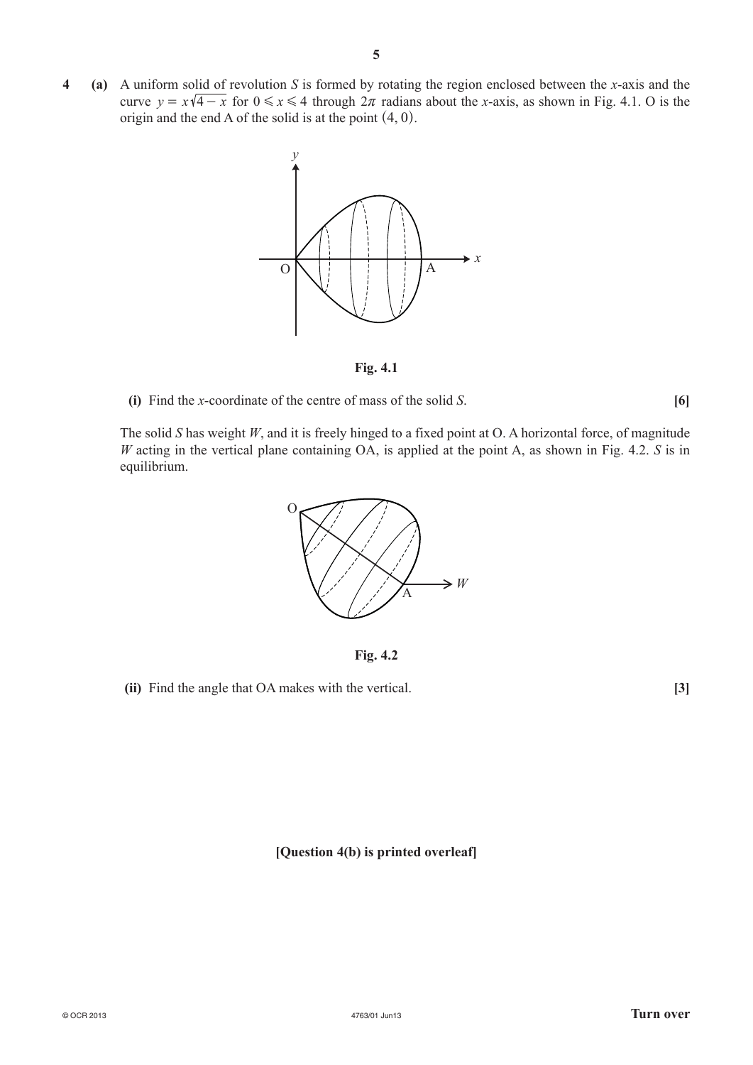**4 (a)** A uniform solid of revolution $S$ is formed by rotating the region enclosed between the $x$-axis and the curve $y = x\sqrt{4-x}$ for $0 \leqslant x \leqslant 4$ through $2\pi$ radians about the $x$-axis, as shown in Fig. 4.1. O is the origin and the end A of the solid is at the point $(4, 0)$.

**Fig. 4.1**

**(i)** Find the $x$-coordinate of the centre of mass of the solid $S$. **[6]**

The solid $S$ has weight $W$, and it is freely hinged to a fixed point at O. A horizontal force, of magnitude $W$ acting in the vertical plane containing OA, is applied at the point A, as shown in Fig. 4.2. $S$ is in equilibrium.

**Fig. 4.2**

**(ii)** Find the angle that OA makes with the vertical. **[3]**

**[Question 4(b) is printed overleaf]**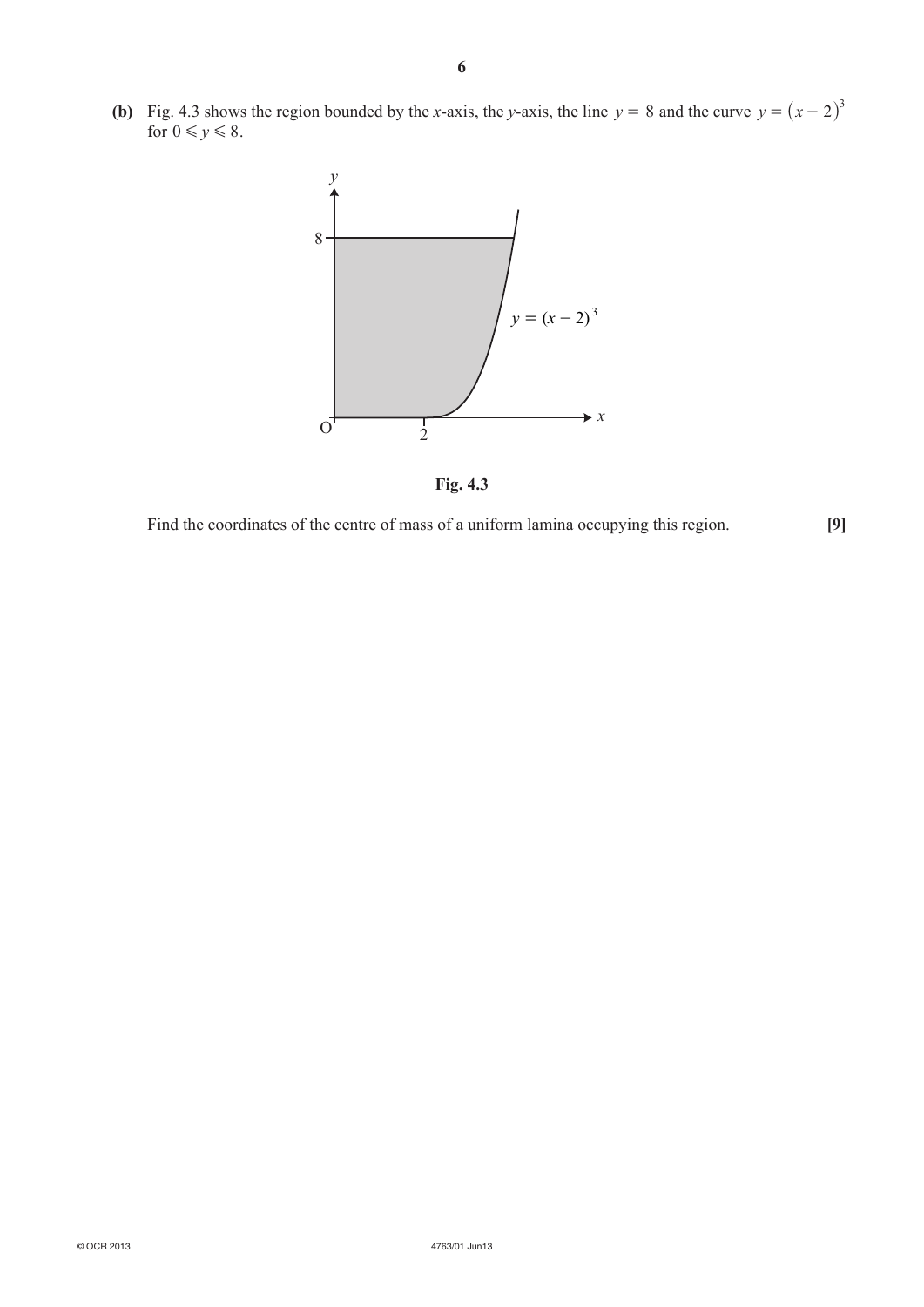**(b)** Fig. 4.3 shows the region bounded by the $x$-axis, the $y$-axis, the line $y = 8$ and the curve $y = (x-2)^3$ for $0 \leqslant y \leqslant 8$.

**Fig. 4.3**

Find the coordinates of the centre of mass of a uniform lamina occupying this region. **[9]**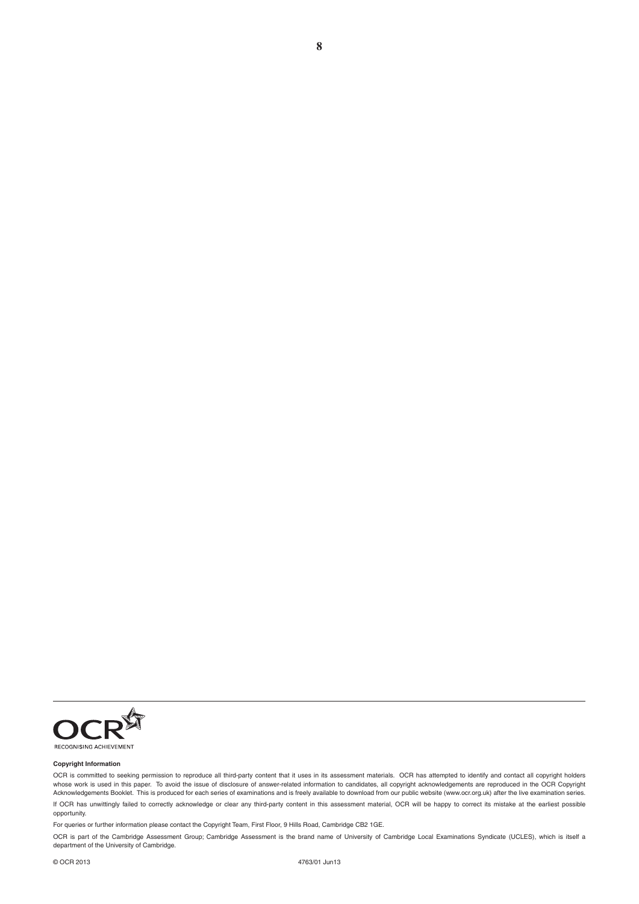**Copyright Information**

OCR is committed to seeking permission to reproduce all third-party content that it uses in its assessment materials. OCR has attempted to identify and contact all copyright holders whose work is used in this paper. To avoid the issue of disclosure of answer-related information to candidates, all copyright acknowledgements are reproduced in the OCR Copyright Acknowledgements Booklet. This is produced for each series of examinations and is freely available to download from our public website (www.ocr.org.uk) after the live examination series.

If OCR has unwittingly failed to correctly acknowledge or clear any third-party content in this assessment material, OCR will be happy to correct its mistake at the earliest possible opportunity.

For queries or further information please contact the Copyright Team, First Floor, 9 Hills Road, Cambridge CB2 1GE.

OCR is part of the Cambridge Assessment Group; Cambridge Assessment is the brand name of University of Cambridge Local Examinations Syndicate (UCLES), which is itself a department of the University of Cambridge.

© OCR 2013 4763/01 Jun13